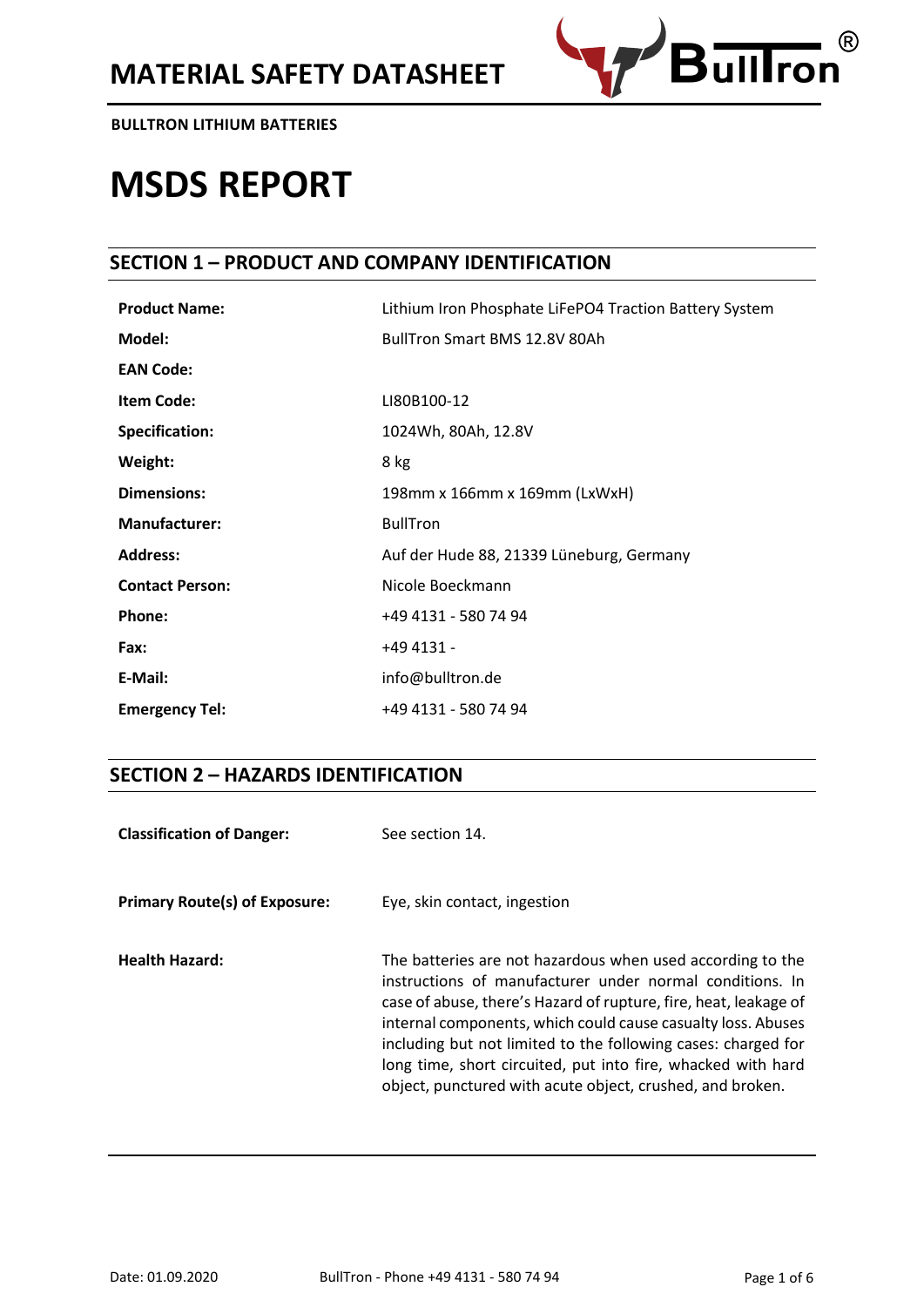# MATERIAL SAFETY DATASHEET

**BULLTRON LITHIUM BATTERIES**

# MSDS REPORT

## SECTION 1 – PRODUCT AND COMPANY IDENTIFICATION

| | |
|---|---|
| **Product Name:** | Lithium Iron Phosphate LiFePO4 Traction Battery System |
| **Model:** | BullTron Smart BMS 12.8V 80Ah |
| **EAN Code:** | |
| **Item Code:** | LI80B100-12 |
| **Specification:** | 1024Wh, 80Ah, 12.8V |
| **Weight:** | 8 kg |
| **Dimensions:** | 198mm x 166mm x 169mm (LxWxH) |
| **Manufacturer:** | BullTron |
| **Address:** | Auf der Hude 88, 21339 Lüneburg, Germany |
| **Contact Person:** | Nicole Boeckmann |
| **Phone:** | +49 4131 - 580 74 94 |
| **Fax:** | +49 4131 - |
| **E-Mail:** | info@bulltron.de |
| **Emergency Tel:** | +49 4131 - 580 74 94 |

## SECTION 2 – HAZARDS IDENTIFICATION

| | |
|---|---|
| **Classification of Danger:** | See section 14. |
| **Primary Route(s) of Exposure:** | Eye, skin contact, ingestion |
| **Health Hazard:** | The batteries are not hazardous when used according to the instructions of manufacturer under normal conditions. In case of abuse, there's Hazard of rupture, fire, heat, leakage of internal components, which could cause casualty loss. Abuses including but not limited to the following cases: charged for long time, short circuited, put into fire, whacked with hard object, punctured with acute object, crushed, and broken. |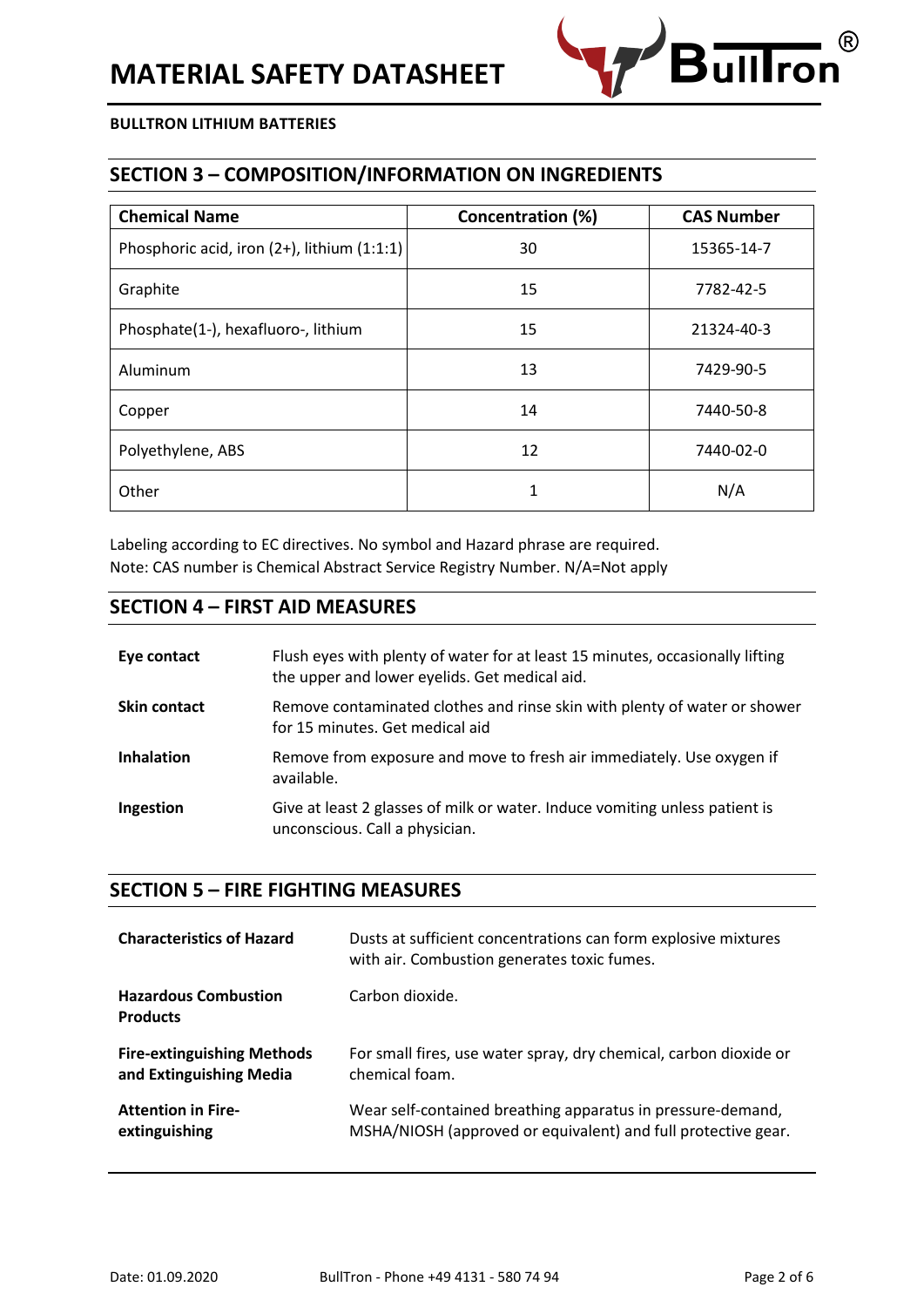# MATERIAL SAFETY DATASHEET

**BULLTRON LITHIUM BATTERIES**

## SECTION 3 – COMPOSITION/INFORMATION ON INGREDIENTS

| Chemical Name | Concentration (%) | CAS Number |
| --- | --- | --- |
| Phosphoric acid, iron (2+), lithium (1:1:1) | 30 | 15365-14-7 |
| Graphite | 15 | 7782-42-5 |
| Phosphate(1-), hexafluoro-, lithium | 15 | 21324-40-3 |
| Aluminum | 13 | 7429-90-5 |
| Copper | 14 | 7440-50-8 |
| Polyethylene, ABS | 12 | 7440-02-0 |
| Other | 1 | N/A |

Labeling according to EC directives. No symbol and Hazard phrase are required.
Note: CAS number is Chemical Abstract Service Registry Number. N/A=Not apply

## SECTION 4 – FIRST AID MEASURES

| | |
| --- | --- |
| **Eye contact** | Flush eyes with plenty of water for at least 15 minutes, occasionally lifting the upper and lower eyelids. Get medical aid. |
| **Skin contact** | Remove contaminated clothes and rinse skin with plenty of water or shower for 15 minutes. Get medical aid |
| **Inhalation** | Remove from exposure and move to fresh air immediately. Use oxygen if available. |
| **Ingestion** | Give at least 2 glasses of milk or water. Induce vomiting unless patient is unconscious. Call a physician. |

## SECTION 5 – FIRE FIGHTING MEASURES

| | |
| --- | --- |
| **Characteristics of Hazard** | Dusts at sufficient concentrations can form explosive mixtures with air. Combustion generates toxic fumes. |
| **Hazardous Combustion Products** | Carbon dioxide. |
| **Fire-extinguishing Methods and Extinguishing Media** | For small fires, use water spray, dry chemical, carbon dioxide or chemical foam. |
| **Attention in Fire-extinguishing** | Wear self-contained breathing apparatus in pressure-demand, MSHA/NIOSH (approved or equivalent) and full protective gear. |

Date: 01.09.2020 BullTron - Phone +49 4131 - 580 74 94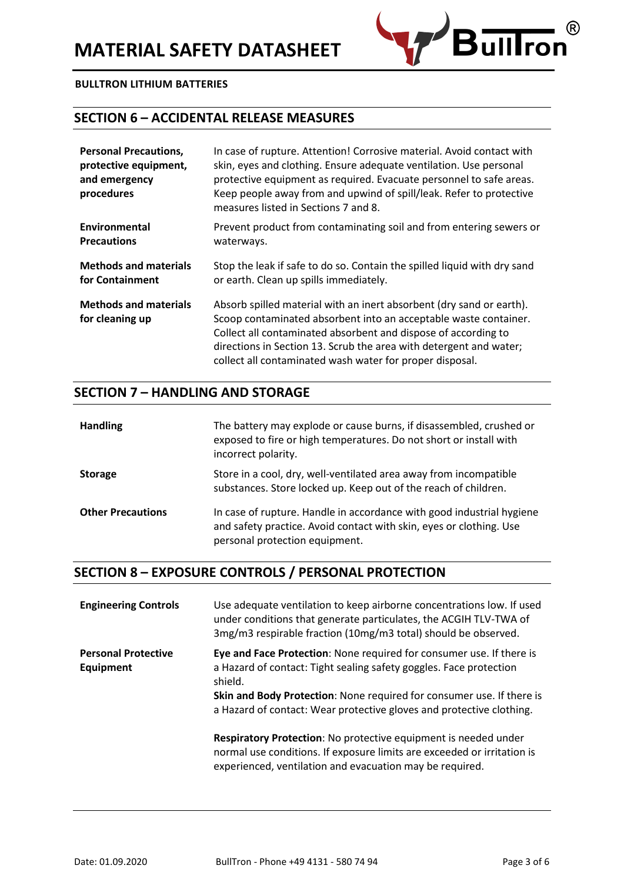## SECTION 6 – ACCIDENTAL RELEASE MEASURES

| | |
|---|---|
| **Personal Precautions, protective equipment, and emergency procedures** | In case of rupture. Attention! Corrosive material. Avoid contact with skin, eyes and clothing. Ensure adequate ventilation. Use personal protective equipment as required. Evacuate personnel to safe areas. Keep people away from and upwind of spill/leak. Refer to protective measures listed in Sections 7 and 8. |
| **Environmental Precautions** | Prevent product from contaminating soil and from entering sewers or waterways. |
| **Methods and materials for Containment** | Stop the leak if safe to do so. Contain the spilled liquid with dry sand or earth. Clean up spills immediately. |
| **Methods and materials for cleaning up** | Absorb spilled material with an inert absorbent (dry sand or earth). Scoop contaminated absorbent into an acceptable waste container. Collect all contaminated absorbent and dispose of according to directions in Section 13. Scrub the area with detergent and water; collect all contaminated wash water for proper disposal. |

## SECTION 7 – HANDLING AND STORAGE

| | |
|---|---|
| **Handling** | The battery may explode or cause burns, if disassembled, crushed or exposed to fire or high temperatures. Do not short or install with incorrect polarity. |
| **Storage** | Store in a cool, dry, well-ventilated area away from incompatible substances. Store locked up. Keep out of the reach of children. |
| **Other Precautions** | In case of rupture. Handle in accordance with good industrial hygiene and safety practice. Avoid contact with skin, eyes or clothing. Use personal protection equipment. |

## SECTION 8 – EXPOSURE CONTROLS / PERSONAL PROTECTION

| | |
|---|---|
| **Engineering Controls** | Use adequate ventilation to keep airborne concentrations low. If used under conditions that generate particulates, the ACGIH TLV-TWA of 3mg/m3 respirable fraction (10mg/m3 total) should be observed. |
| **Personal Protective Equipment** | **Eye and Face Protection**: None required for consumer use. If there is a Hazard of contact: Tight sealing safety goggles. Face protection shield.<br>**Skin and Body Protection**: None required for consumer use. If there is a Hazard of contact: Wear protective gloves and protective clothing.<br><br>**Respiratory Protection**: No protective equipment is needed under normal use conditions. If exposure limits are exceeded or irritation is experienced, ventilation and evacuation may be required. |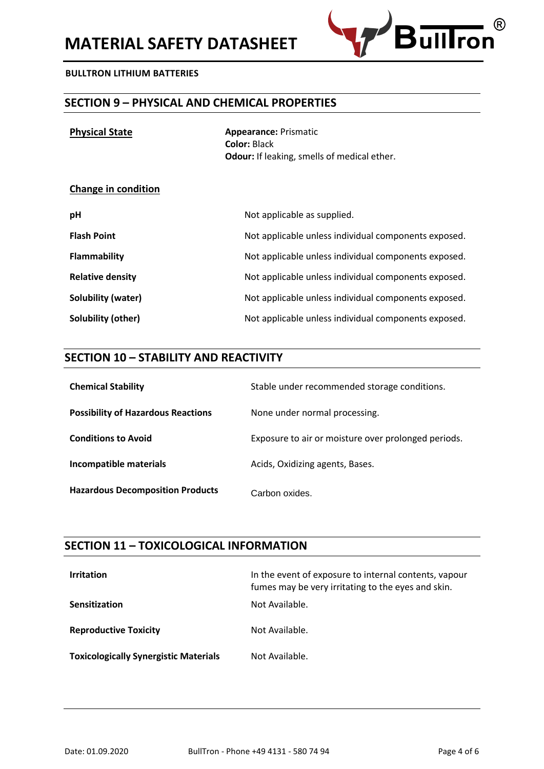## SECTION 9 – PHYSICAL AND CHEMICAL PROPERTIES

| **Physical State** | **Appearance:** Prismatic<br>**Color:** Black<br>**Odour:** If leaking, smells of medical ether. |
|---|---|

**Change in condition**

| | |
|---|---|
| **pH** | Not applicable as supplied. |
| **Flash Point** | Not applicable unless individual components exposed. |
| **Flammability** | Not applicable unless individual components exposed. |
| **Relative density** | Not applicable unless individual components exposed. |
| **Solubility (water)** | Not applicable unless individual components exposed. |
| **Solubility (other)** | Not applicable unless individual components exposed. |

## SECTION 10 – STABILITY AND REACTIVITY

| | |
|---|---|
| **Chemical Stability** | Stable under recommended storage conditions. |
| **Possibility of Hazardous Reactions** | None under normal processing. |
| **Conditions to Avoid** | Exposure to air or moisture over prolonged periods. |
| **Incompatible materials** | Acids, Oxidizing agents, Bases. |
| **Hazardous Decomposition Products** | Carbon oxides. |

## SECTION 11 – TOXICOLOGICAL INFORMATION

| | |
|---|---|
| **Irritation** | In the event of exposure to internal contents, vapour fumes may be very irritating to the eyes and skin. |
| **Sensitization** | Not Available. |
| **Reproductive Toxicity** | Not Available. |
| **Toxicologically Synergistic Materials** | Not Available. |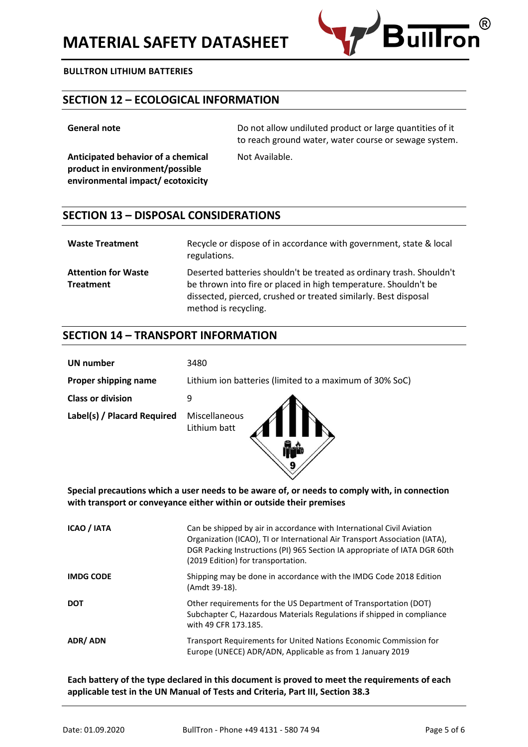## SECTION 12 – ECOLOGICAL INFORMATION

| | |
|---|---|
| **General note** | Do not allow undiluted product or large quantities of it to reach ground water, water course or sewage system. |
| **Anticipated behavior of a chemical product in environment/possible environmental impact/ ecotoxicity** | Not Available. |

## SECTION 13 – DISPOSAL CONSIDERATIONS

| | |
|---|---|
| **Waste Treatment** | Recycle or dispose of in accordance with government, state & local regulations. |
| **Attention for Waste Treatment** | Deserted batteries shouldn't be treated as ordinary trash. Shouldn't be thrown into fire or placed in high temperature. Shouldn't be dissected, pierced, crushed or treated similarly. Best disposal method is recycling. |

## SECTION 14 – TRANSPORT INFORMATION

| | |
|---|---|
| **UN number** | 3480 |
| **Proper shipping name** | Lithium ion batteries (limited to a maximum of 30% SoC) |
| **Class or division** | 9 |
| **Label(s) / Placard Required** | Miscellaneous Lithium batt |

**Special precautions which a user needs to be aware of, or needs to comply with, in connection with transport or conveyance either within or outside their premises**

| | |
|---|---|
| **ICAO / IATA** | Can be shipped by air in accordance with International Civil Aviation Organization (ICAO), TI or International Air Transport Association (IATA), DGR Packing Instructions (PI) 965 Section IA appropriate of IATA DGR 60th (2019 Edition) for transportation. |
| **IMDG CODE** | Shipping may be done in accordance with the IMDG Code 2018 Edition (Amdt 39-18). |
| **DOT** | Other requirements for the US Department of Transportation (DOT) Subchapter C, Hazardous Materials Regulations if shipped in compliance with 49 CFR 173.185. |
| **ADR/ ADN** | Transport Requirements for United Nations Economic Commission for Europe (UNECE) ADR/ADN, Applicable as from 1 January 2019 |

**Each battery of the type declared in this document is proved to meet the requirements of each applicable test in the UN Manual of Tests and Criteria, Part III, Section 38.3**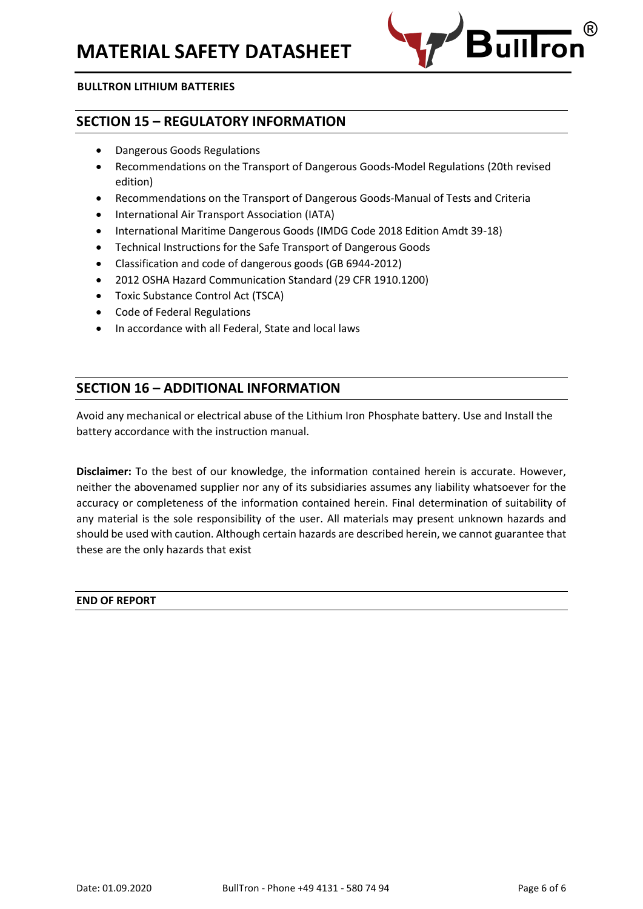## SECTION 15 – REGULATORY INFORMATION

- Dangerous Goods Regulations
- Recommendations on the Transport of Dangerous Goods-Model Regulations (20th revised edition)
- Recommendations on the Transport of Dangerous Goods-Manual of Tests and Criteria
- International Air Transport Association (IATA)
- International Maritime Dangerous Goods (IMDG Code 2018 Edition Amdt 39-18)
- Technical Instructions for the Safe Transport of Dangerous Goods
- Classification and code of dangerous goods (GB 6944-2012)
- 2012 OSHA Hazard Communication Standard (29 CFR 1910.1200)
- Toxic Substance Control Act (TSCA)
- Code of Federal Regulations
- In accordance with all Federal, State and local laws

## SECTION 16 – ADDITIONAL INFORMATION

Avoid any mechanical or electrical abuse of the Lithium Iron Phosphate battery. Use and Install the battery accordance with the instruction manual.

**Disclaimer:** To the best of our knowledge, the information contained herein is accurate. However, neither the abovenamed supplier nor any of its subsidiaries assumes any liability whatsoever for the accuracy or completeness of the information contained herein. Final determination of suitability of any material is the sole responsibility of the user. All materials may present unknown hazards and should be used with caution. Although certain hazards are described herein, we cannot guarantee that these are the only hazards that exist

**END OF REPORT**